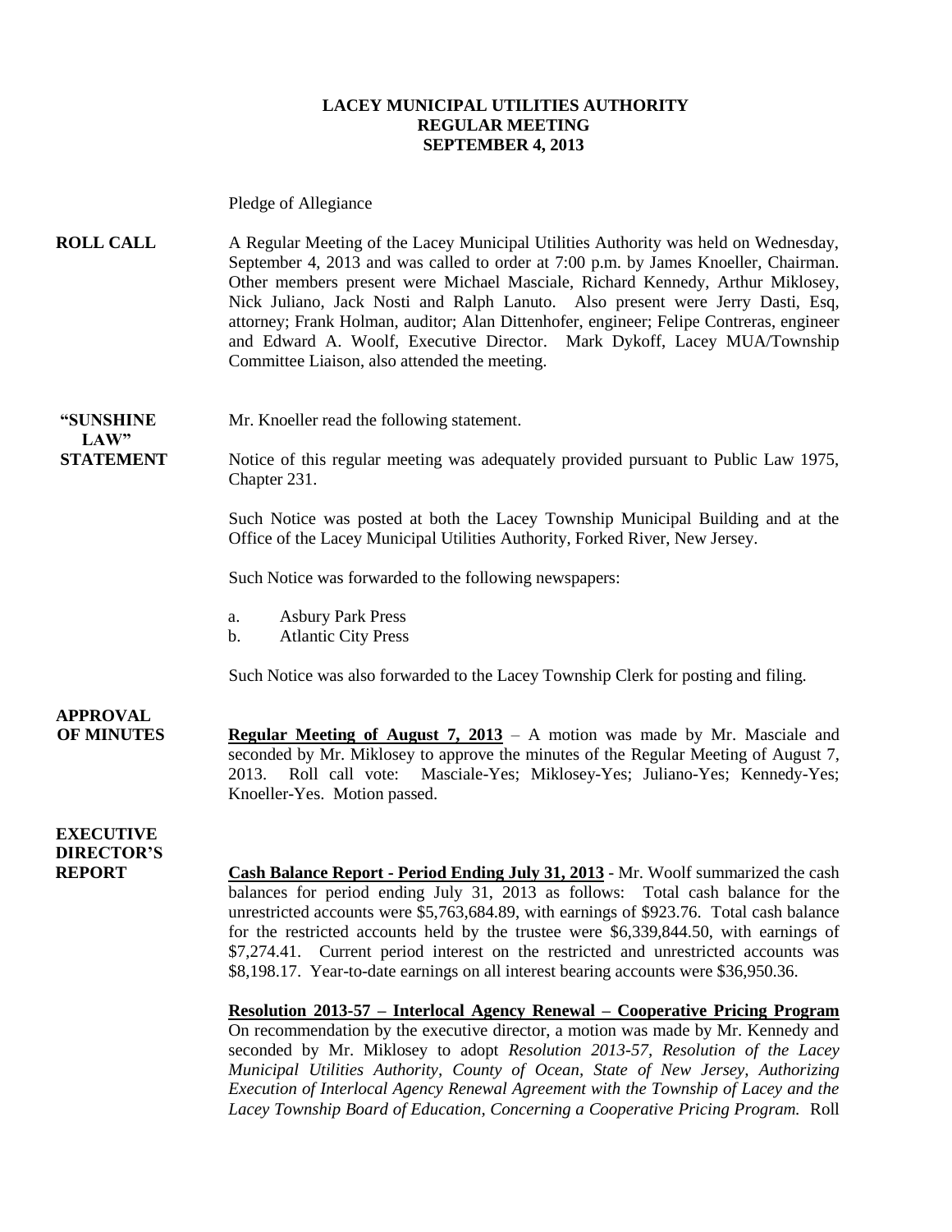**LACEY MUNICIPAL UTILITIES AUTHORITY**
**REGULAR MEETING**
**SEPTEMBER 4, 2013**

Pledge of Allegiance

**ROLL CALL** A Regular Meeting of the Lacey Municipal Utilities Authority was held on Wednesday, September 4, 2013 and was called to order at 7:00 p.m. by James Knoeller, Chairman. Other members present were Michael Masciale, Richard Kennedy, Arthur Miklosey, Nick Juliano, Jack Nosti and Ralph Lanuto. Also present were Jerry Dasti, Esq, attorney; Frank Holman, auditor; Alan Dittenhofer, engineer; Felipe Contreras, engineer and Edward A. Woolf, Executive Director. Mark Dykoff, Lacey MUA/Township Committee Liaison, also attended the meeting.

**"SUNSHINE LAW" STATEMENT** Mr. Knoeller read the following statement.

Notice of this regular meeting was adequately provided pursuant to Public Law 1975, Chapter 231.

Such Notice was posted at both the Lacey Township Municipal Building and at the Office of the Lacey Municipal Utilities Authority, Forked River, New Jersey.

Such Notice was forwarded to the following newspapers:

a. Asbury Park Press
b. Atlantic City Press

Such Notice was also forwarded to the Lacey Township Clerk for posting and filing.

**APPROVAL OF MINUTES** **Regular Meeting of August 7, 2013** – A motion was made by Mr. Masciale and seconded by Mr. Miklosey to approve the minutes of the Regular Meeting of August 7, 2013. Roll call vote: Masciale-Yes; Miklosey-Yes; Juliano-Yes; Kennedy-Yes; Knoeller-Yes. Motion passed.

**EXECUTIVE DIRECTOR'S REPORT** **Cash Balance Report - Period Ending July 31, 2013** - Mr. Woolf summarized the cash balances for period ending July 31, 2013 as follows: Total cash balance for the unrestricted accounts were $5,763,684.89, with earnings of $923.76. Total cash balance for the restricted accounts held by the trustee were $6,339,844.50, with earnings of $7,274.41. Current period interest on the restricted and unrestricted accounts was $8,198.17. Year-to-date earnings on all interest bearing accounts were $36,950.36.

**Resolution 2013-57 – Interlocal Agency Renewal – Cooperative Pricing Program**
On recommendation by the executive director, a motion was made by Mr. Kennedy and seconded by Mr. Miklosey to adopt *Resolution 2013-57, Resolution of the Lacey Municipal Utilities Authority, County of Ocean, State of New Jersey, Authorizing Execution of Interlocal Agency Renewal Agreement with the Township of Lacey and the Lacey Township Board of Education, Concerning a Cooperative Pricing Program.* Roll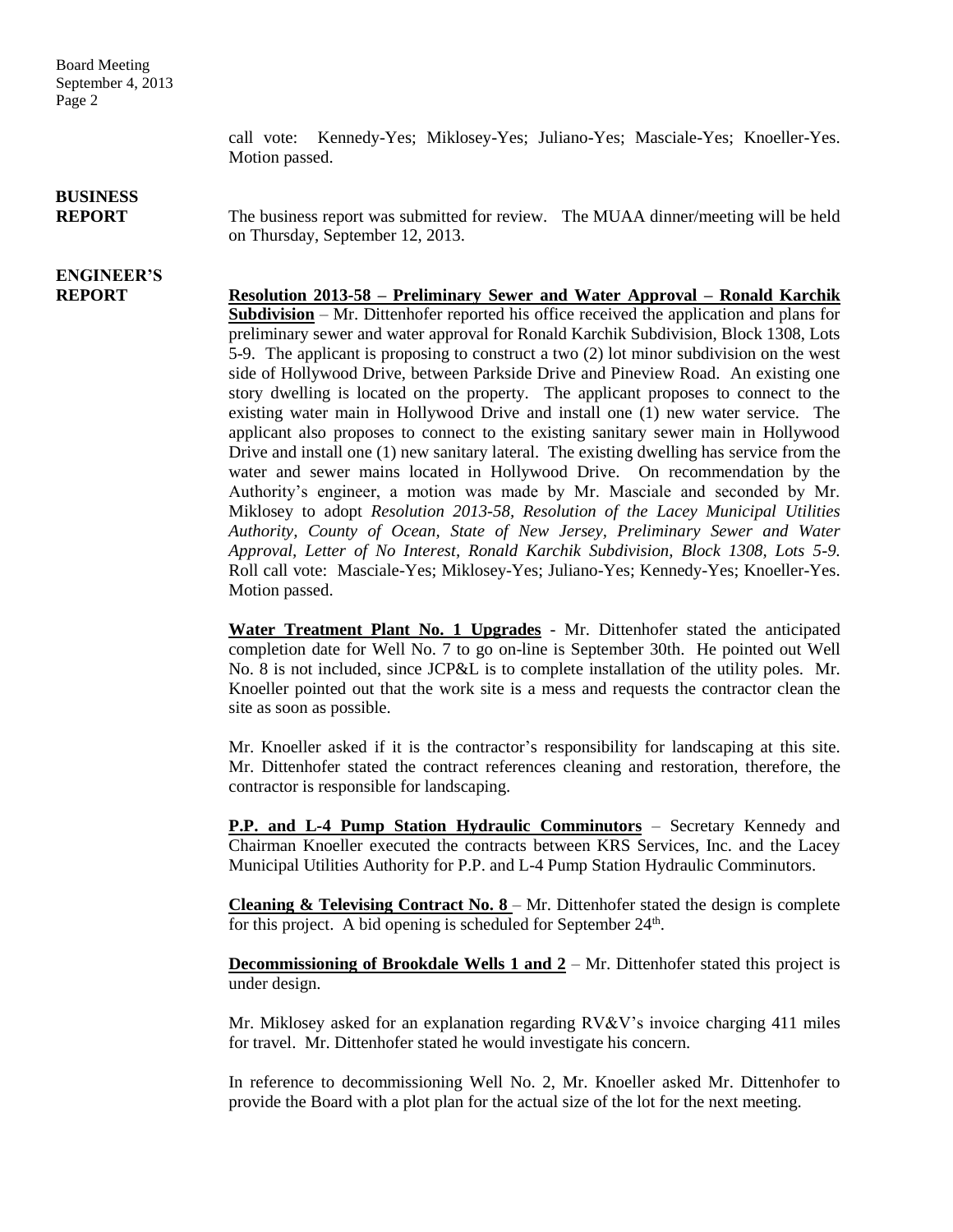call vote: Kennedy-Yes; Miklosey-Yes; Juliano-Yes; Masciale-Yes; Knoeller-Yes. Motion passed.

**BUSINESS REPORT**

The business report was submitted for review. The MUAA dinner/meeting will be held on Thursday, September 12, 2013.

**ENGINEER'S REPORT**

**Resolution 2013-58 – Preliminary Sewer and Water Approval – Ronald Karchik Subdivision** – Mr. Dittenhofer reported his office received the application and plans for preliminary sewer and water approval for Ronald Karchik Subdivision, Block 1308, Lots 5-9. The applicant is proposing to construct a two (2) lot minor subdivision on the west side of Hollywood Drive, between Parkside Drive and Pineview Road. An existing one story dwelling is located on the property. The applicant proposes to connect to the existing water main in Hollywood Drive and install one (1) new water service. The applicant also proposes to connect to the existing sanitary sewer main in Hollywood Drive and install one (1) new sanitary lateral. The existing dwelling has service from the water and sewer mains located in Hollywood Drive. On recommendation by the Authority's engineer, a motion was made by Mr. Masciale and seconded by Mr. Miklosey to adopt *Resolution 2013-58, Resolution of the Lacey Municipal Utilities Authority, County of Ocean, State of New Jersey, Preliminary Sewer and Water Approval, Letter of No Interest, Ronald Karchik Subdivision, Block 1308, Lots 5-9.* Roll call vote: Masciale-Yes; Miklosey-Yes; Juliano-Yes; Kennedy-Yes; Knoeller-Yes. Motion passed.

**Water Treatment Plant No. 1 Upgrades** - Mr. Dittenhofer stated the anticipated completion date for Well No. 7 to go on-line is September 30th. He pointed out Well No. 8 is not included, since JCP&L is to complete installation of the utility poles. Mr. Knoeller pointed out that the work site is a mess and requests the contractor clean the site as soon as possible.

Mr. Knoeller asked if it is the contractor's responsibility for landscaping at this site. Mr. Dittenhofer stated the contract references cleaning and restoration, therefore, the contractor is responsible for landscaping.

**P.P. and L-4 Pump Station Hydraulic Comminutors** – Secretary Kennedy and Chairman Knoeller executed the contracts between KRS Services, Inc. and the Lacey Municipal Utilities Authority for P.P. and L-4 Pump Station Hydraulic Comminutors.

**Cleaning & Televising Contract No. 8** – Mr. Dittenhofer stated the design is complete for this project. A bid opening is scheduled for September 24th.

**Decommissioning of Brookdale Wells 1 and 2** – Mr. Dittenhofer stated this project is under design.

Mr. Miklosey asked for an explanation regarding RV&V's invoice charging 411 miles for travel. Mr. Dittenhofer stated he would investigate his concern.

In reference to decommissioning Well No. 2, Mr. Knoeller asked Mr. Dittenhofer to provide the Board with a plot plan for the actual size of the lot for the next meeting.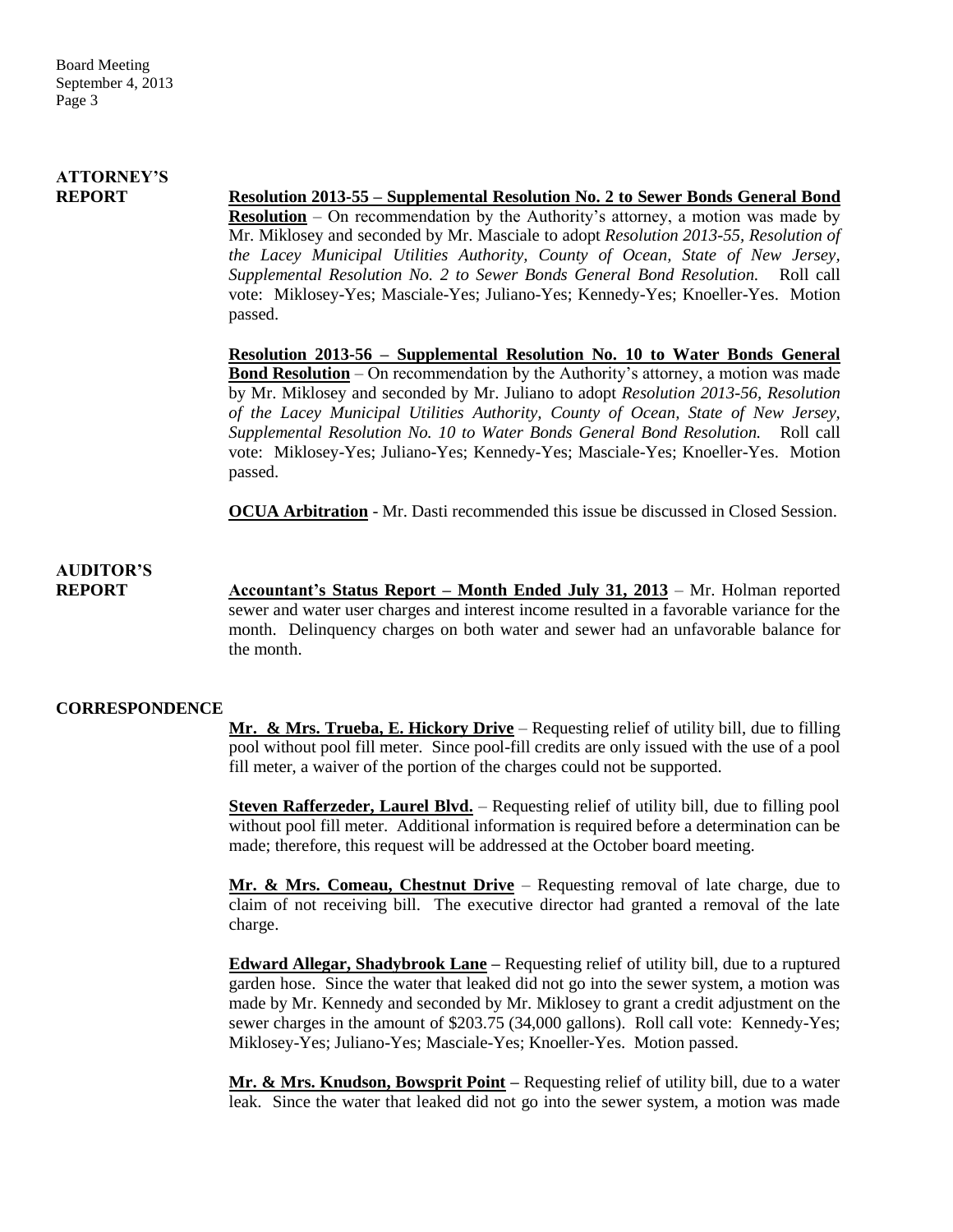**ATTORNEY'S REPORT**

**Resolution 2013-55 – Supplemental Resolution No. 2 to Sewer Bonds General Bond Resolution** – On recommendation by the Authority's attorney, a motion was made by Mr. Miklosey and seconded by Mr. Masciale to adopt *Resolution 2013-55, Resolution of the Lacey Municipal Utilities Authority, County of Ocean, State of New Jersey, Supplemental Resolution No. 2 to Sewer Bonds General Bond Resolution.* Roll call vote: Miklosey-Yes; Masciale-Yes; Juliano-Yes; Kennedy-Yes; Knoeller-Yes. Motion passed.

**Resolution 2013-56 – Supplemental Resolution No. 10 to Water Bonds General Bond Resolution** – On recommendation by the Authority's attorney, a motion was made by Mr. Miklosey and seconded by Mr. Juliano to adopt *Resolution 2013-56, Resolution of the Lacey Municipal Utilities Authority, County of Ocean, State of New Jersey, Supplemental Resolution No. 10 to Water Bonds General Bond Resolution.* Roll call vote: Miklosey-Yes; Juliano-Yes; Kennedy-Yes; Masciale-Yes; Knoeller-Yes. Motion passed.

**OCUA Arbitration** - Mr. Dasti recommended this issue be discussed in Closed Session.

**AUDITOR'S REPORT**

**Accountant's Status Report – Month Ended July 31, 2013** – Mr. Holman reported sewer and water user charges and interest income resulted in a favorable variance for the month. Delinquency charges on both water and sewer had an unfavorable balance for the month.

**CORRESPONDENCE**

**Mr. & Mrs. Trueba, E. Hickory Drive** – Requesting relief of utility bill, due to filling pool without pool fill meter. Since pool-fill credits are only issued with the use of a pool fill meter, a waiver of the portion of the charges could not be supported.

**Steven Rafferzeder, Laurel Blvd.** – Requesting relief of utility bill, due to filling pool without pool fill meter. Additional information is required before a determination can be made; therefore, this request will be addressed at the October board meeting.

**Mr. & Mrs. Comeau, Chestnut Drive** – Requesting removal of late charge, due to claim of not receiving bill. The executive director had granted a removal of the late charge.

**Edward Allegar, Shadybrook Lane –** Requesting relief of utility bill, due to a ruptured garden hose. Since the water that leaked did not go into the sewer system, a motion was made by Mr. Kennedy and seconded by Mr. Miklosey to grant a credit adjustment on the sewer charges in the amount of $203.75 (34,000 gallons). Roll call vote: Kennedy-Yes; Miklosey-Yes; Juliano-Yes; Masciale-Yes; Knoeller-Yes. Motion passed.

**Mr. & Mrs. Knudson, Bowsprit Point –** Requesting relief of utility bill, due to a water leak. Since the water that leaked did not go into the sewer system, a motion was made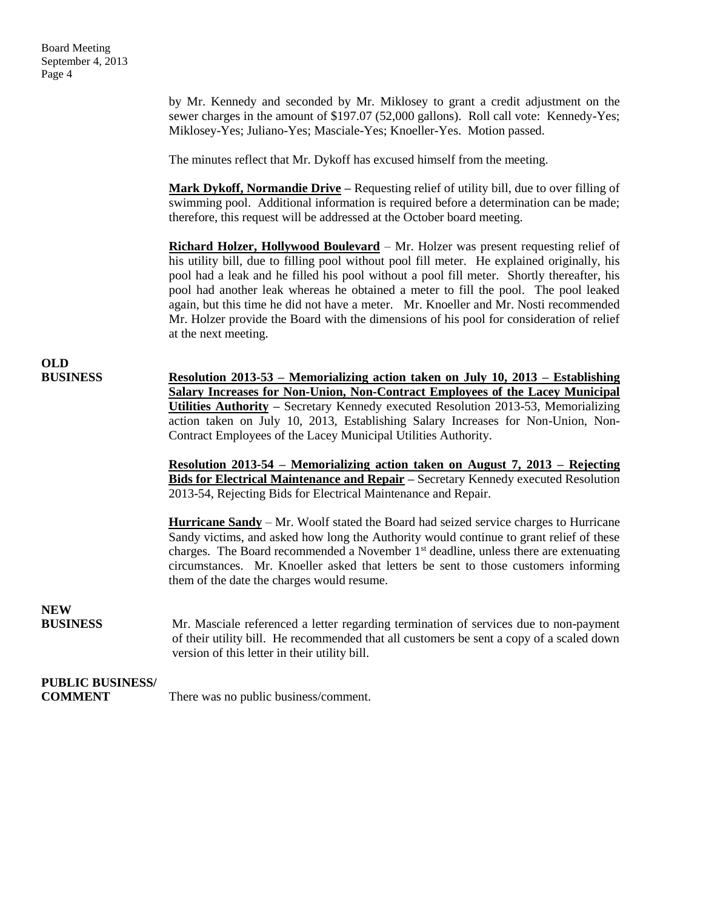by Mr. Kennedy and seconded by Mr. Miklosey to grant a credit adjustment on the sewer charges in the amount of $197.07 (52,000 gallons). Roll call vote: Kennedy-Yes; Miklosey-Yes; Juliano-Yes; Masciale-Yes; Knoeller-Yes. Motion passed.

The minutes reflect that Mr. Dykoff has excused himself from the meeting.

**Mark Dykoff, Normandie Drive** – Requesting relief of utility bill, due to over filling of swimming pool. Additional information is required before a determination can be made; therefore, this request will be addressed at the October board meeting.

**Richard Holzer, Hollywood Boulevard** – Mr. Holzer was present requesting relief of his utility bill, due to filling pool without pool fill meter. He explained originally, his pool had a leak and he filled his pool without a pool fill meter. Shortly thereafter, his pool had another leak whereas he obtained a meter to fill the pool. The pool leaked again, but this time he did not have a meter. Mr. Knoeller and Mr. Nosti recommended Mr. Holzer provide the Board with the dimensions of his pool for consideration of relief at the next meeting.

## OLD BUSINESS

**Resolution 2013-53 – Memorializing action taken on July 10, 2013 – Establishing Salary Increases for Non-Union, Non-Contract Employees of the Lacey Municipal Utilities Authority** – Secretary Kennedy executed Resolution 2013-53, Memorializing action taken on July 10, 2013, Establishing Salary Increases for Non-Union, Non-Contract Employees of the Lacey Municipal Utilities Authority.

**Resolution 2013-54 – Memorializing action taken on August 7, 2013 – Rejecting Bids for Electrical Maintenance and Repair** – Secretary Kennedy executed Resolution 2013-54, Rejecting Bids for Electrical Maintenance and Repair.

**Hurricane Sandy** – Mr. Woolf stated the Board had seized service charges to Hurricane Sandy victims, and asked how long the Authority would continue to grant relief of these charges. The Board recommended a November 1st deadline, unless there are extenuating circumstances. Mr. Knoeller asked that letters be sent to those customers informing them of the date the charges would resume.

## NEW BUSINESS

Mr. Masciale referenced a letter regarding termination of services due to non-payment of their utility bill. He recommended that all customers be sent a copy of a scaled down version of this letter in their utility bill.

## PUBLIC BUSINESS/ COMMENT

There was no public business/comment.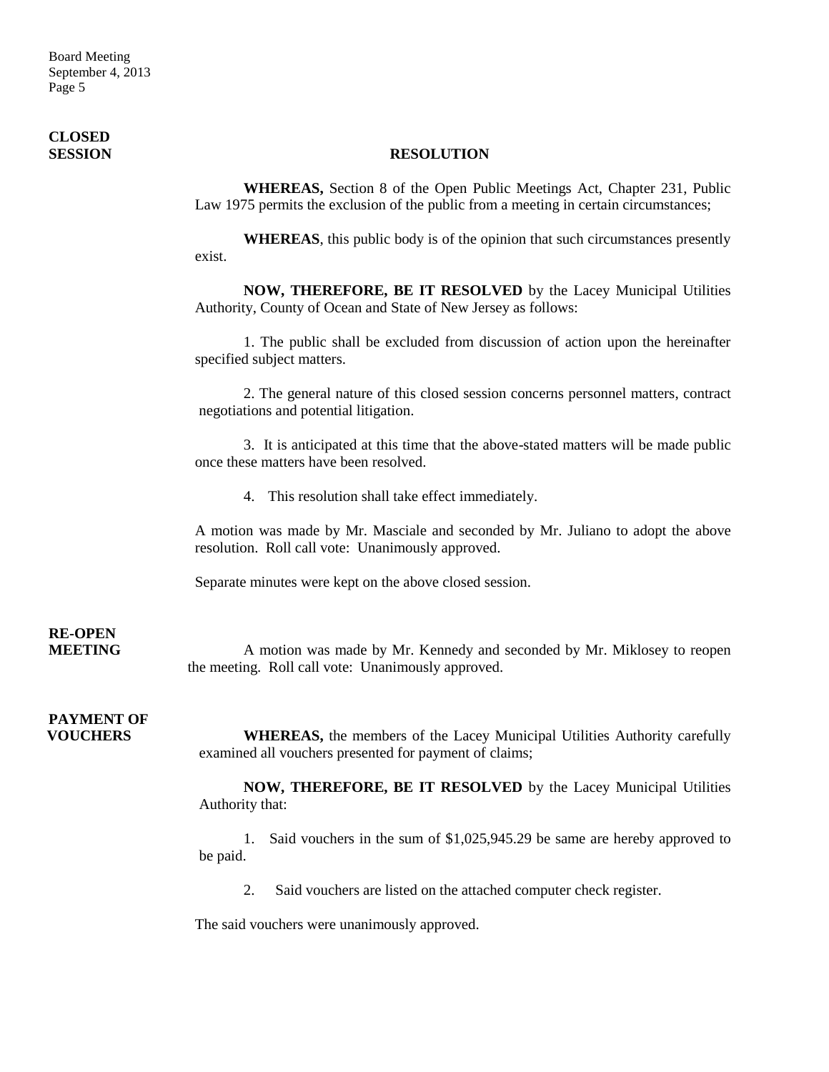**CLOSED SESSION**

**RESOLUTION**

**WHEREAS,** Section 8 of the Open Public Meetings Act, Chapter 231, Public Law 1975 permits the exclusion of the public from a meeting in certain circumstances;

**WHEREAS**, this public body is of the opinion that such circumstances presently exist.

**NOW, THEREFORE, BE IT RESOLVED** by the Lacey Municipal Utilities Authority, County of Ocean and State of New Jersey as follows:

1. The public shall be excluded from discussion of action upon the hereinafter specified subject matters.

2. The general nature of this closed session concerns personnel matters, contract negotiations and potential litigation.

3. It is anticipated at this time that the above-stated matters will be made public once these matters have been resolved.

4. This resolution shall take effect immediately.

A motion was made by Mr. Masciale and seconded by Mr. Juliano to adopt the above resolution. Roll call vote: Unanimously approved.

Separate minutes were kept on the above closed session.

**RE-OPEN MEETING**

A motion was made by Mr. Kennedy and seconded by Mr. Miklosey to reopen the meeting. Roll call vote: Unanimously approved.

**PAYMENT OF VOUCHERS**

**WHEREAS,** the members of the Lacey Municipal Utilities Authority carefully examined all vouchers presented for payment of claims;

**NOW, THEREFORE, BE IT RESOLVED** by the Lacey Municipal Utilities Authority that:

1. Said vouchers in the sum of $1,025,945.29 be same are hereby approved to be paid.

2. Said vouchers are listed on the attached computer check register.

The said vouchers were unanimously approved.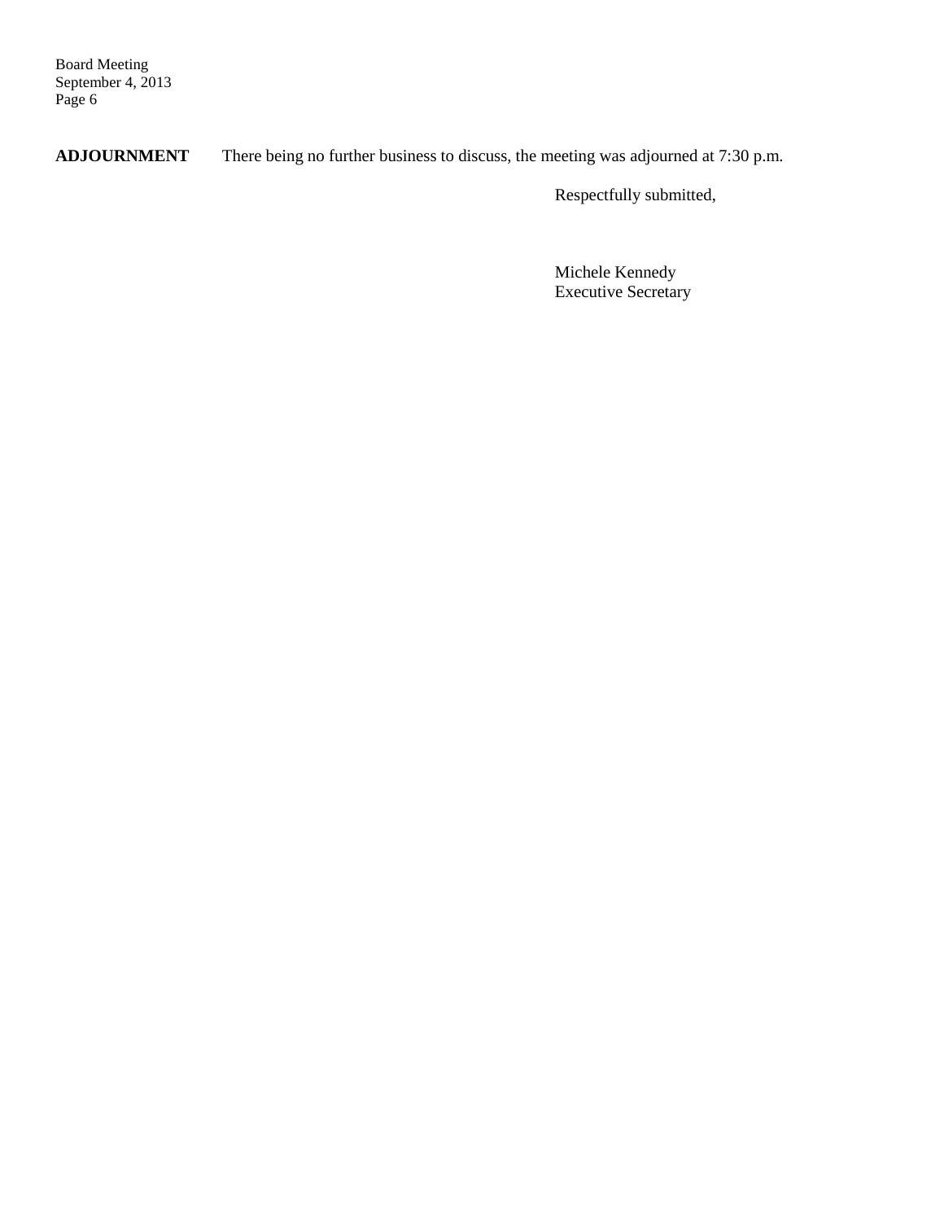**ADJOURNMENT** There being no further business to discuss, the meeting was adjourned at 7:30 p.m.

Respectfully submitted,

Michele Kennedy
Executive Secretary